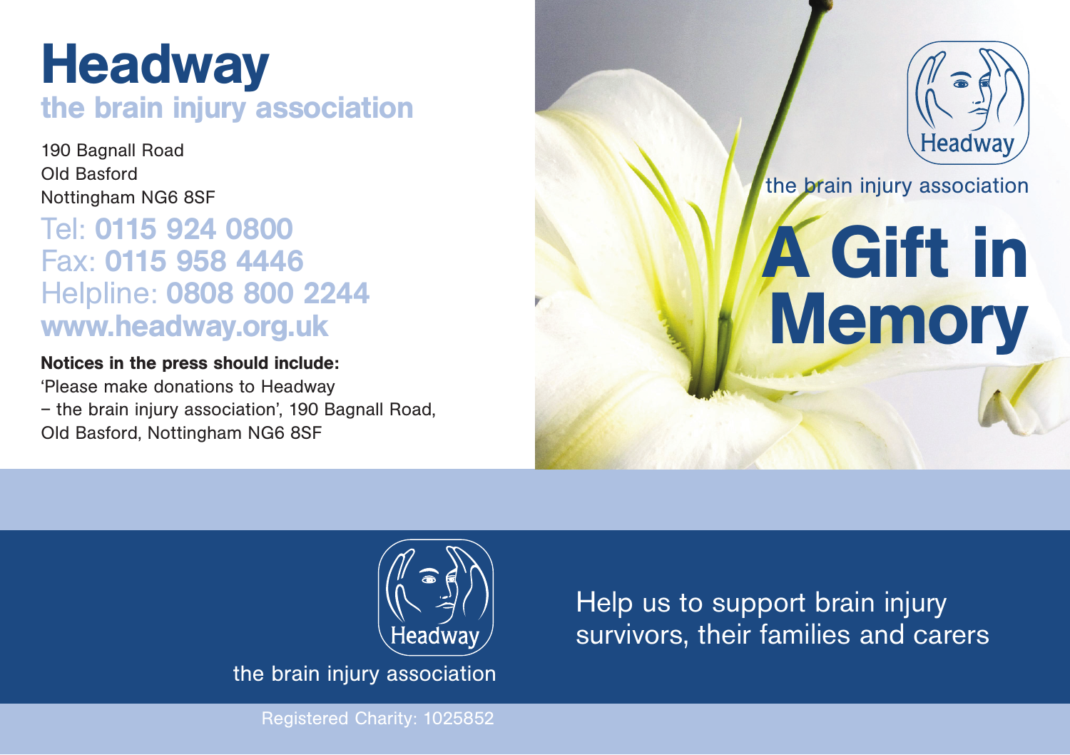# Headway

## the brain injury association

190 Bagnall Road
Old Basford
Nottingham NG6 8SF

Tel: **0115 924 0800**
Fax: **0115 958 4446**
Helpline: **0808 800 2244**
**www.headway.org.uk**

**Notices in the press should include:**
'Please make donations to Headway – the brain injury association', 190 Bagnall Road, Old Basford, Nottingham NG6 8SF

Headway

the brain injury association

# A Gift in Memory

Headway

the brain injury association

Help us to support brain injury survivors, their families and carers

Registered Charity: 1025852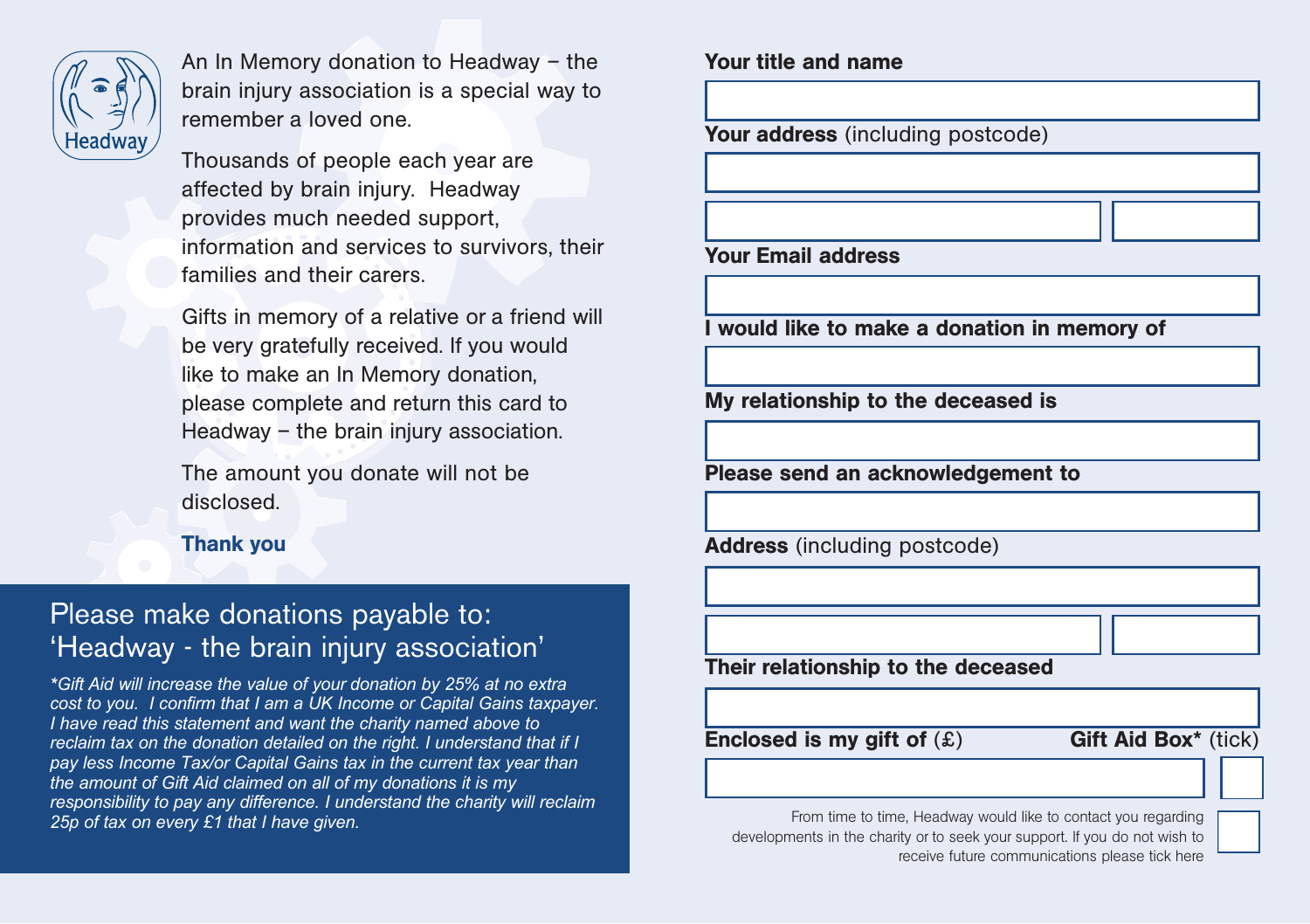An In Memory donation to Headway – the brain injury association is a special way to remember a loved one.

Thousands of people each year are affected by brain injury. Headway provides much needed support, information and services to survivors, their families and their carers.

Gifts in memory of a relative or a friend will be very gratefully received. If you would like to make an In Memory donation, please complete and return this card to Headway – the brain injury association.

The amount you donate will not be disclosed.

**Thank you**

## Please make donations payable to: 'Headway - the brain injury association'

*\*Gift Aid will increase the value of your donation by 25% at no extra cost to you. I confirm that I am a UK Income or Capital Gains taxpayer. I have read this statement and want the charity named above to reclaim tax on the donation detailed on the right. I understand that if I pay less Income Tax/or Capital Gains tax in the current tax year than the amount of Gift Aid claimed on all of my donations it is my responsibility to pay any difference. I understand the charity will reclaim 25p of tax on every £1 that I have given.*

**Your title and name**

**Your address** (including postcode)

**Your Email address**

**I would like to make a donation in memory of**

**My relationship to the deceased is**

**Please send an acknowledgement to**

**Address** (including postcode)

**Their relationship to the deceased**

**Enclosed is my gift of** (£) **Gift Aid Box\*** (tick)

From time to time, Headway would like to contact you regarding developments in the charity or to seek your support. If you do not wish to receive future communications please tick here